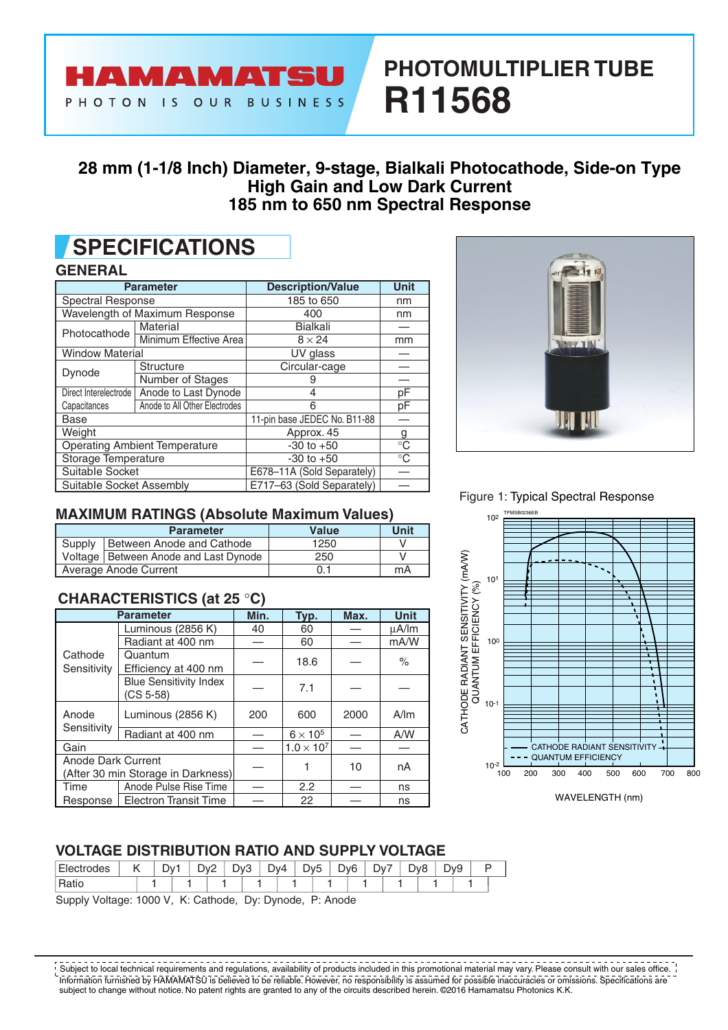# PHOTOMULTIPLIER TUBE R11568

HAMAMATSU
PHOTON IS OUR BUSINESS

## 28 mm (1-1/8 Inch) Diameter, 9-stage, Bialkali Photocathode, Side-on Type High Gain and Low Dark Current 185 nm to 650 nm Spectral Response

## SPECIFICATIONS

### GENERAL

| Parameter | | Description/Value | Unit |
|---|---|---|---|
| Spectral Response | | 185 to 650 | nm |
| Wavelength of Maximum Response | | 400 | nm |
| Photocathode | Material | Bialkali | — |
| | Minimum Effective Area | 8 × 24 | mm |
| Window Material | | UV glass | — |
| Dynode | Structure | Circular-cage | — |
| | Number of Stages | 9 | — |
| Direct Interelectrode Capacitances | Anode to Last Dynode | 4 | pF |
| | Anode to All Other Electrodes | 6 | pF |
| Base | | 11-pin base JEDEC No. B11-88 | — |
| Weight | | Approx. 45 | g |
| Operating Ambient Temperature | | -30 to +50 | °C |
| Storage Temperature | | -30 to +50 | °C |
| Suitable Socket | | E678–11A (Sold Separately) | — |
| Suitable Socket Assembly | | E717–63 (Sold Separately) | — |

### MAXIMUM RATINGS (Absolute Maximum Values)

| Parameter | | Value | Unit |
|---|---|---|---|
| Supply Voltage | Between Anode and Cathode | 1250 | V |
| | Between Anode and Last Dynode | 250 | V |
| Average Anode Current | | 0.1 | mA |

### CHARACTERISTICS (at 25 °C)

| Parameter | | Min. | Typ. | Max. | Unit |
|---|---|---|---|---|---|
| Cathode Sensitivity | Luminous (2856 K) | 40 | 60 | — | µA/lm |
| | Radiant at 400 nm | — | 60 | — | mA/W |
| | Quantum Efficiency at 400 nm | — | 18.6 | — | % |
| | Blue Sensitivity Index (CS 5-58) | — | 7.1 | — | — |
| Anode Sensitivity | Luminous (2856 K) | 200 | 600 | 2000 | A/lm |
| | Radiant at 400 nm | — | $6 \times 10^5$ | — | A/W |
| Gain | | — | $1.0 \times 10^7$ | — | — |
| Anode Dark Current (After 30 min Storage in Darkness) | | — | 1 | 10 | nA |
| Time Response | Anode Pulse Rise Time | — | 2.2 | — | ns |
| | Electron Transit Time | — | 22 | — | ns |

Figure 1: Typical Spectral Response

TPMSB0236EB

CATHODE RADIANT SENSITIVITY (mA/W)
QUANTUM EFFICIENCY (%)

$10^2$
$10^1$
$10^0$
$10^{-1}$
$10^{-2}$

100 200 300 400 500 600 700 800

WAVELENGTH (nm)

CATHODE RADIANT SENSITIVITY
QUANTUM EFFICIENCY

### VOLTAGE DISTRIBUTION RATIO AND SUPPLY VOLTAGE

| Electrodes | K | | Dy1 | | Dy2 | | Dy3 | | Dy4 | | Dy5 | | Dy6 | | Dy7 | | Dy8 | | Dy9 | | P |
|---|---|---|---|---|---|---|---|---|---|---|---|---|---|---|---|---|---|---|---|---|---|
| Ratio | | 1 | | 1 | | 1 | | 1 | | 1 | | 1 | | 1 | | 1 | | 1 | | 1 | |

Supply Voltage: 1000 V, K: Cathode, Dy: Dynode, P: Anode

Subject to local technical requirements and regulations, availability of products included in this promotional material may vary. Please consult with our sales office. Information furnished by HAMAMATSU is believed to be reliable. However, no responsibility is assumed for possible inaccuracies or omissions. Specifications are subject to change without notice. No patent rights are granted to any of the circuits described herein. ©2016 Hamamatsu Photonics K.K.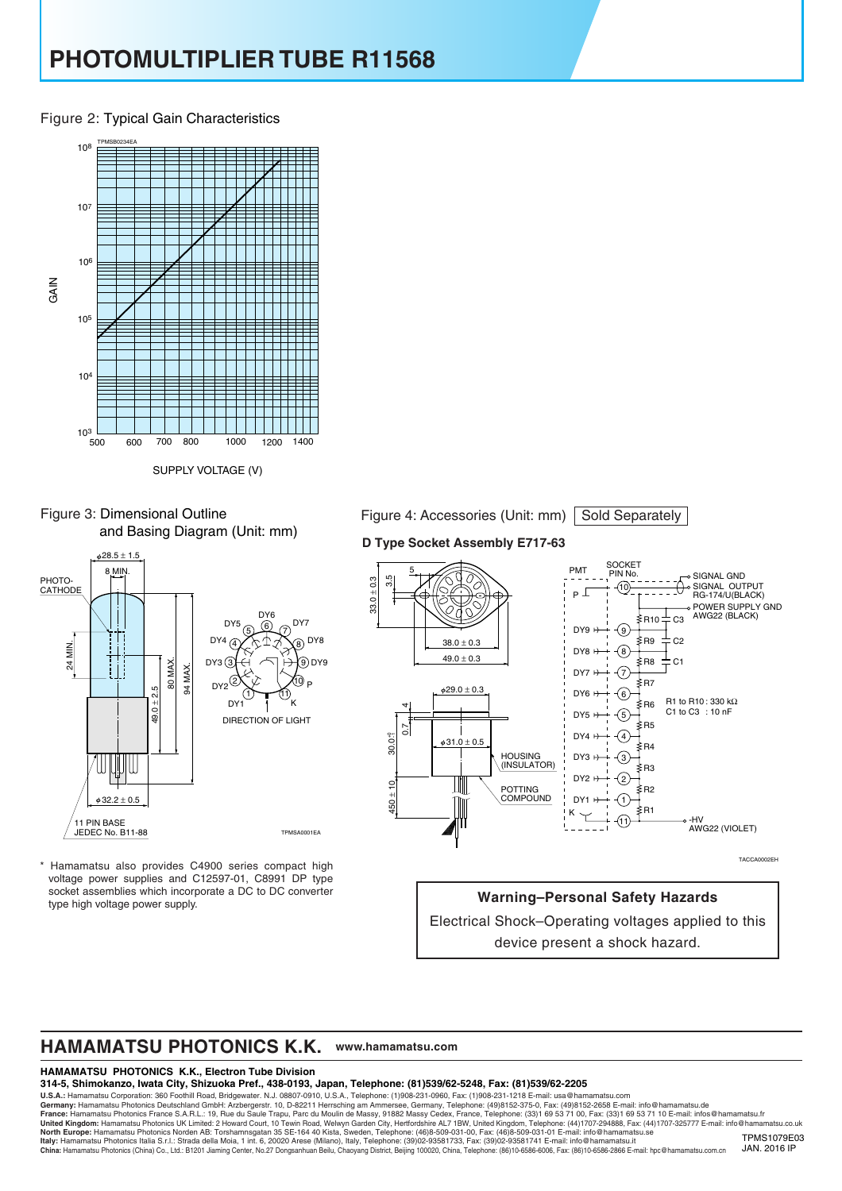# PHOTOMULTIPLIER TUBE R11568

Figure 2: Typical Gain Characteristics

TPMSB0234EA

GAIN

$10^8$
$10^7$
$10^6$
$10^5$
$10^4$
$10^3$

500 600 700 800 1000 1200 1400

SUPPLY VOLTAGE (V)

Figure 3: Dimensional Outline and Basing Diagram (Unit: mm)

PHOTO-CATHODE
$\phi$28.5 ± 1.5
8 MIN.
24 MIN.
49.0 ± 2.5
80 MAX.
94 MAX.
$\phi$32.2 ± 0.5
11 PIN BASE
JEDEC No. B11-88

DY1 (1), DY2 (2), DY3 (3), DY4 (4), DY5 (5), DY6 (6), DY7 (7), DY8 (8), DY9 (9), P (10), K (11)

DIRECTION OF LIGHT

TPMSA0001EA

\* Hamamatsu also provides C4900 series compact high voltage power supplies and C12597-01, C8991 DP type socket assemblies which incorporate a DC to DC converter type high voltage power supply.

Figure 4: Accessories (Unit: mm) Sold Separately

**D Type Socket Assembly E717-63**

33.0 ± 0.3
3.5
5
38.0 ± 0.3
49.0 ± 0.3
$\phi$29.0 ± 0.3
4
0.7
30.0$^{+0}_{-1}$
$\phi$31.0 ± 0.5
450 ± 10
HOUSING (INSULATOR)
POTTING COMPOUND

PMT
SOCKET PIN No.
SIGNAL GND
SIGNAL OUTPUT RG-174/U(BLACK)
POWER SUPPLY GND AWG22 (BLACK)
P (10)
DY9 (9), DY8 (8), DY7 (7), DY6 (6), DY5 (5), DY4 (4), DY3 (3), DY2 (2), DY1 (1), K (11)
R10, R9, R8, R7, R6, R5, R4, R3, R2, R1
C3, C2, C1
R1 to R10 : 330 kΩ
C1 to C3 : 10 nF
-HV AWG22 (VIOLET)

TACCA0002EH

**Warning–Personal Safety Hazards**

Electrical Shock–Operating voltages applied to this device present a shock hazard.

## HAMAMATSU PHOTONICS K.K. www.hamamatsu.com

**HAMAMATSU PHOTONICS K.K., Electron Tube Division**
**314-5, Shimokanzo, Iwata City, Shizuoka Pref., 438-0193, Japan, Telephone: (81)539/62-5248, Fax: (81)539/62-2205**

**U.S.A.:** Hamamatsu Corporation: 360 Foothill Road, Bridgewater. N.J. 08807-0910, U.S.A., Telephone: (1)908-231-0960, Fax: (1)908-231-1218 E-mail: usa@hamamatsu.com
**Germany:** Hamamatsu Photonics Deutschland GmbH: Arzbergerstr. 10, D-82211 Herrsching am Ammersee, Germany, Telephone: (49)8152-375-0, Fax: (49)8152-2658 E-mail: info@hamamatsu.de
**France:** Hamamatsu Photonics France S.A.R.L.: 19, Rue du Saule Trapu, Parc du Moulin de Massy, 91882 Massy Cedex, France, Telephone: (33)1 69 53 71 00, Fax: (33)1 69 53 71 10 E-mail: infos@hamamatsu.fr
**United Kingdom:** Hamamatsu Photonics UK Limited: 2 Howard Court, 10 Tewin Road, Welwyn Garden City, Hertfordshire AL7 1BW, United Kingdom, Telephone: (44)1707-294888, Fax: (44)1707-325777 E-mail: info@hamamatsu.co.uk
**North Europe:** Hamamatsu Photonics Norden AB: Torshamnsgatan 35 SE-164 40 Kista, Sweden, Telephone: (46)8-509-031-00, Fax: (46)8-509-031-01 E-mail: info@hamamatsu.se
**Italy:** Hamamatsu Photonics Italia S.r.l.: Strada della Moia, 1 int. 6, 20020 Arese (Milano), Italy, Telephone: (39)02-93581733, Fax: (39)02-93581741 E-mail: info@hamamatsu.it
**China:** Hamamatsu Photonics (China) Co., Ltd.: B1201 Jiaming Center, No.27 Dongsanhuan Beilu, Chaoyang District, Beijing 100020, China, Telephone: (86)10-6586-6006, Fax: (86)10-6586-2866 E-mail: hpc@hamamatsu.com.cn

TPMS1079E03
JAN. 2016 IP